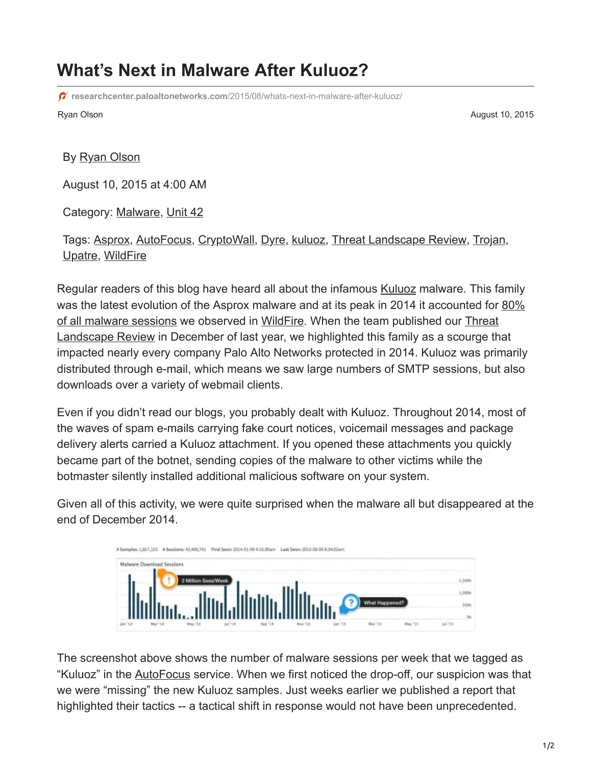# What's Next in Malware After Kuluoz?

researchcenter.paloaltonetworks.com/2015/08/whats-next-in-malware-after-kuluoz/

Ryan Olson

August 10, 2015

By Ryan Olson

August 10, 2015 at 4:00 AM

Category: Malware, Unit 42

Tags: Asprox, AutoFocus, CryptoWall, Dyre, kuluoz, Threat Landscape Review, Trojan, Upatre, WildFire

Regular readers of this blog have heard all about the infamous Kuluoz malware. This family was the latest evolution of the Asprox malware and at its peak in 2014 it accounted for 80% of all malware sessions we observed in WildFire. When the team published our Threat Landscape Review in December of last year, we highlighted this family as a scourge that impacted nearly every company Palo Alto Networks protected in 2014. Kuluoz was primarily distributed through e-mail, which means we saw large numbers of SMTP sessions, but also downloads over a variety of webmail clients.

Even if you didn't read our blogs, you probably dealt with Kuluoz. Throughout 2014, most of the waves of spam e-mails carrying fake court notices, voicemail messages and package delivery alerts carried a Kuluoz attachment. If you opened these attachments you quickly became part of the botnet, sending copies of the malware to other victims while the botmaster silently installed additional malicious software on your system.

Given all of this activity, we were quite surprised when the malware all but disappeared at the end of December 2014.

The screenshot above shows the number of malware sessions per week that we tagged as "Kuluoz" in the AutoFocus service. When we first noticed the drop-off, our suspicion was that we were "missing" the new Kuluoz samples. Just weeks earlier we published a report that highlighted their tactics -- a tactical shift in response would not have been unprecedented.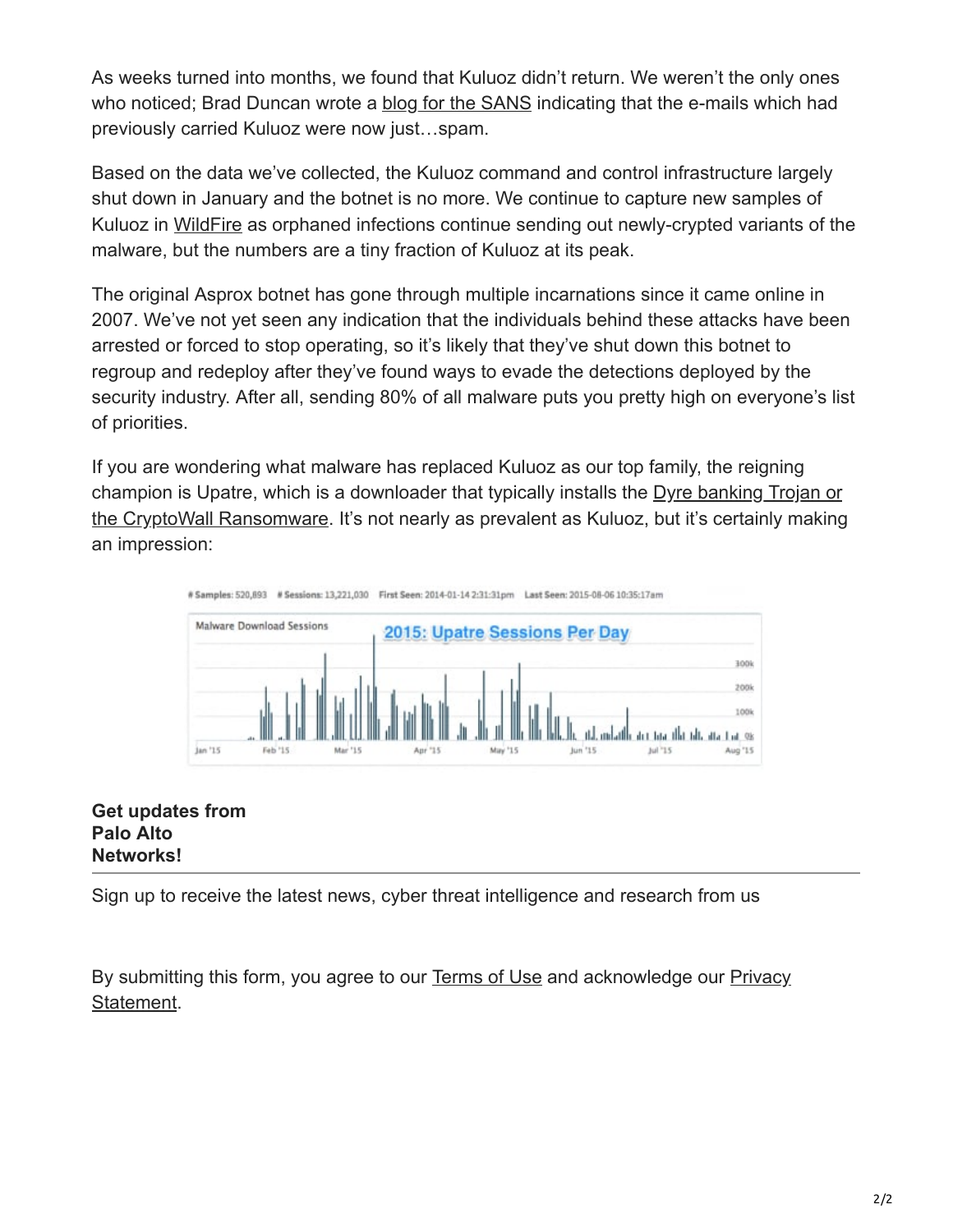As weeks turned into months, we found that Kuluoz didn't return. We weren't the only ones who noticed; Brad Duncan wrote a blog for the SANS indicating that the e-mails which had previously carried Kuluoz were now just…spam.

Based on the data we've collected, the Kuluoz command and control infrastructure largely shut down in January and the botnet is no more. We continue to capture new samples of Kuluoz in WildFire as orphaned infections continue sending out newly-crypted variants of the malware, but the numbers are a tiny fraction of Kuluoz at its peak.

The original Asprox botnet has gone through multiple incarnations since it came online in 2007. We've not yet seen any indication that the individuals behind these attacks have been arrested or forced to stop operating, so it's likely that they've shut down this botnet to regroup and redeploy after they've found ways to evade the detections deployed by the security industry. After all, sending 80% of all malware puts you pretty high on everyone's list of priorities.

If you are wondering what malware has replaced Kuluoz as our top family, the reigning champion is Upatre, which is a downloader that typically installs the Dyre banking Trojan or the CryptoWall Ransomware. It's not nearly as prevalent as Kuluoz, but it's certainly making an impression:

# Samples: 520,893 # Sessions: 13,221,030 First Seen: 2014-01-14 2:31:31pm Last Seen: 2015-08-06 10:35:17am

Malware Download Sessions

2015: Upatre Sessions Per Day

300k
200k
100k
0k

Jan '15 Feb '15 Mar '15 Apr '15 May '15 Jun '15 Jul '15 Aug '15

**Get updates from Palo Alto Networks!**

Sign up to receive the latest news, cyber threat intelligence and research from us

By submitting this form, you agree to our Terms of Use and acknowledge our Privacy Statement.